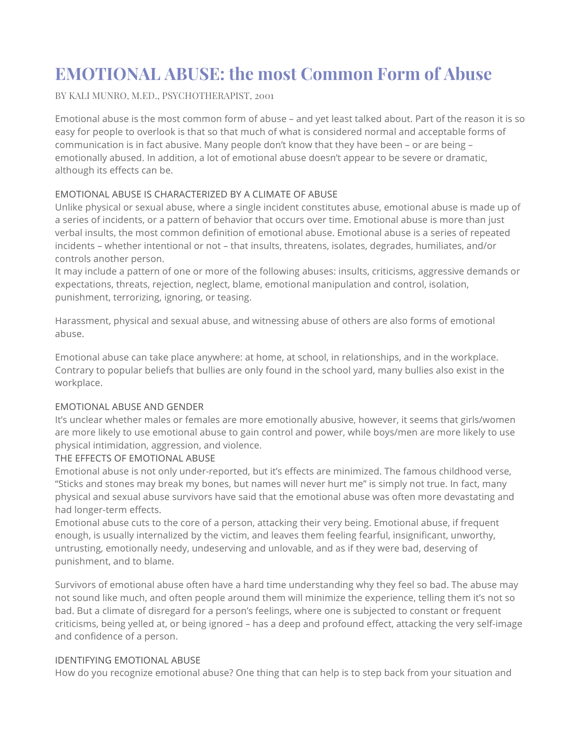# EMOTIONAL ABUSE: the most Common Form of Abuse

BY KALI MUNRO, M.ED., PSYCHOTHERAPIST, 2001

Emotional abuse is the most common form of abuse – and yet least talked about. Part of the reason it is so easy for people to overlook is that so that much of what is considered normal and acceptable forms of communication is in fact abusive. Many people don't know that they have been – or are being – emotionally abused. In addition, a lot of emotional abuse doesn't appear to be severe or dramatic, although its effects can be.

## EMOTIONAL ABUSE IS CHARACTERIZED BY A CLIMATE OF ABUSE

Unlike physical or sexual abuse, where a single incident constitutes abuse, emotional abuse is made up of a series of incidents, or a pattern of behavior that occurs over time. Emotional abuse is more than just verbal insults, the most common definition of emotional abuse. Emotional abuse is a series of repeated incidents – whether intentional or not – that insults, threatens, isolates, degrades, humiliates, and/or controls another person.

It may include a pattern of one or more of the following abuses: insults, criticisms, aggressive demands or expectations, threats, rejection, neglect, blame, emotional manipulation and control, isolation, punishment, terrorizing, ignoring, or teasing.

Harassment, physical and sexual abuse, and witnessing abuse of others are also forms of emotional abuse.

Emotional abuse can take place anywhere: at home, at school, in relationships, and in the workplace. Contrary to popular beliefs that bullies are only found in the school yard, many bullies also exist in the workplace.

## EMOTIONAL ABUSE AND GENDER

It's unclear whether males or females are more emotionally abusive, however, it seems that girls/women are more likely to use emotional abuse to gain control and power, while boys/men are more likely to use physical intimidation, aggression, and violence.

## THE EFFECTS OF EMOTIONAL ABUSE

Emotional abuse is not only under-reported, but it's effects are minimized. The famous childhood verse, "Sticks and stones may break my bones, but names will never hurt me" is simply not true. In fact, many physical and sexual abuse survivors have said that the emotional abuse was often more devastating and had longer-term effects.

Emotional abuse cuts to the core of a person, attacking their very being. Emotional abuse, if frequent enough, is usually internalized by the victim, and leaves them feeling fearful, insignificant, unworthy, untrusting, emotionally needy, undeserving and unlovable, and as if they were bad, deserving of punishment, and to blame.

Survivors of emotional abuse often have a hard time understanding why they feel so bad. The abuse may not sound like much, and often people around them will minimize the experience, telling them it's not so bad. But a climate of disregard for a person's feelings, where one is subjected to constant or frequent criticisms, being yelled at, or being ignored – has a deep and profound effect, attacking the very self-image and confidence of a person.

## IDENTIFYING EMOTIONAL ABUSE

How do you recognize emotional abuse? One thing that can help is to step back from your situation and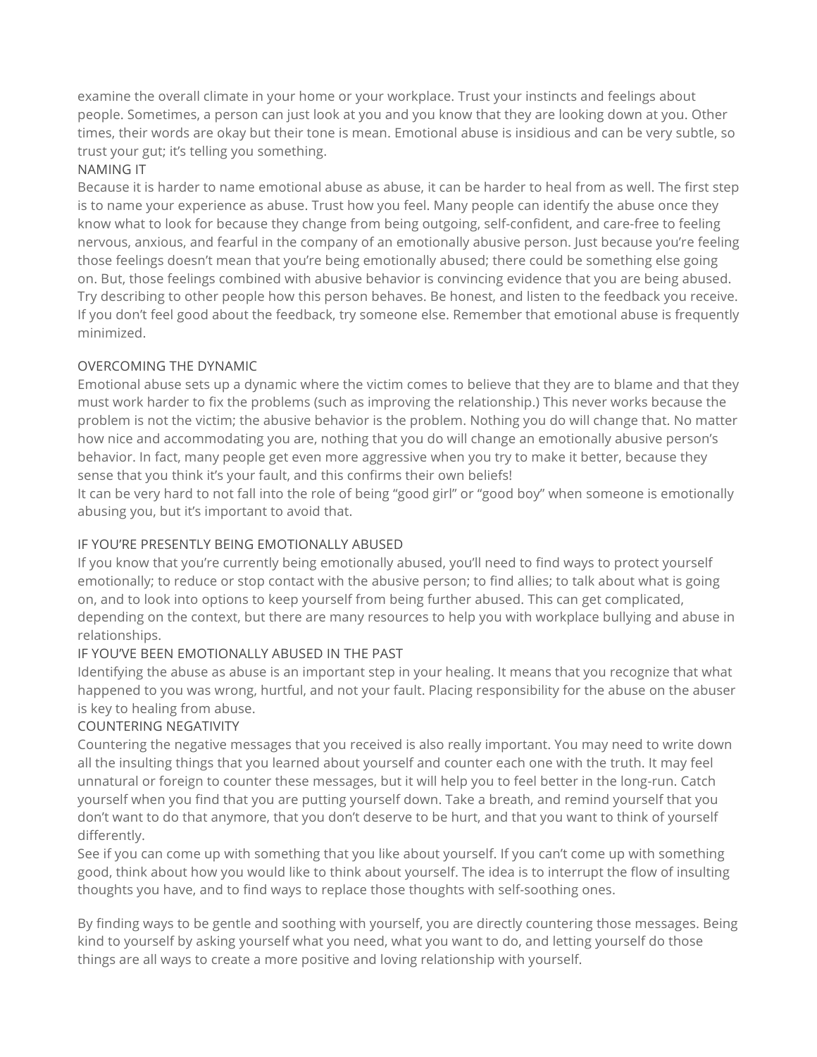examine the overall climate in your home or your workplace. Trust your instincts and feelings about people. Sometimes, a person can just look at you and you know that they are looking down at you. Other times, their words are okay but their tone is mean. Emotional abuse is insidious and can be very subtle, so trust your gut; it's telling you something.

## NAMING IT

Because it is harder to name emotional abuse as abuse, it can be harder to heal from as well. The first step is to name your experience as abuse. Trust how you feel. Many people can identify the abuse once they know what to look for because they change from being outgoing, self-confident, and care-free to feeling nervous, anxious, and fearful in the company of an emotionally abusive person. Just because you're feeling those feelings doesn't mean that you're being emotionally abused; there could be something else going on. But, those feelings combined with abusive behavior is convincing evidence that you are being abused. Try describing to other people how this person behaves. Be honest, and listen to the feedback you receive. If you don't feel good about the feedback, try someone else. Remember that emotional abuse is frequently minimized.

## OVERCOMING THE DYNAMIC

Emotional abuse sets up a dynamic where the victim comes to believe that they are to blame and that they must work harder to fix the problems (such as improving the relationship.) This never works because the problem is not the victim; the abusive behavior is the problem. Nothing you do will change that. No matter how nice and accommodating you are, nothing that you do will change an emotionally abusive person's behavior. In fact, many people get even more aggressive when you try to make it better, because they sense that you think it's your fault, and this confirms their own beliefs!

It can be very hard to not fall into the role of being "good girl" or "good boy" when someone is emotionally abusing you, but it's important to avoid that.

## IF YOU'RE PRESENTLY BEING EMOTIONALLY ABUSED

If you know that you're currently being emotionally abused, you'll need to find ways to protect yourself emotionally; to reduce or stop contact with the abusive person; to find allies; to talk about what is going on, and to look into options to keep yourself from being further abused. This can get complicated, depending on the context, but there are many resources to help you with workplace bullying and abuse in relationships.

## IF YOU'VE BEEN EMOTIONALLY ABUSED IN THE PAST

Identifying the abuse as abuse is an important step in your healing. It means that you recognize that what happened to you was wrong, hurtful, and not your fault. Placing responsibility for the abuse on the abuser is key to healing from abuse.

## COUNTERING NEGATIVITY

Countering the negative messages that you received is also really important. You may need to write down all the insulting things that you learned about yourself and counter each one with the truth. It may feel unnatural or foreign to counter these messages, but it will help you to feel better in the long-run. Catch yourself when you find that you are putting yourself down. Take a breath, and remind yourself that you don't want to do that anymore, that you don't deserve to be hurt, and that you want to think of yourself differently.

See if you can come up with something that you like about yourself. If you can't come up with something good, think about how you would like to think about yourself. The idea is to interrupt the flow of insulting thoughts you have, and to find ways to replace those thoughts with self-soothing ones.

By finding ways to be gentle and soothing with yourself, you are directly countering those messages. Being kind to yourself by asking yourself what you need, what you want to do, and letting yourself do those things are all ways to create a more positive and loving relationship with yourself.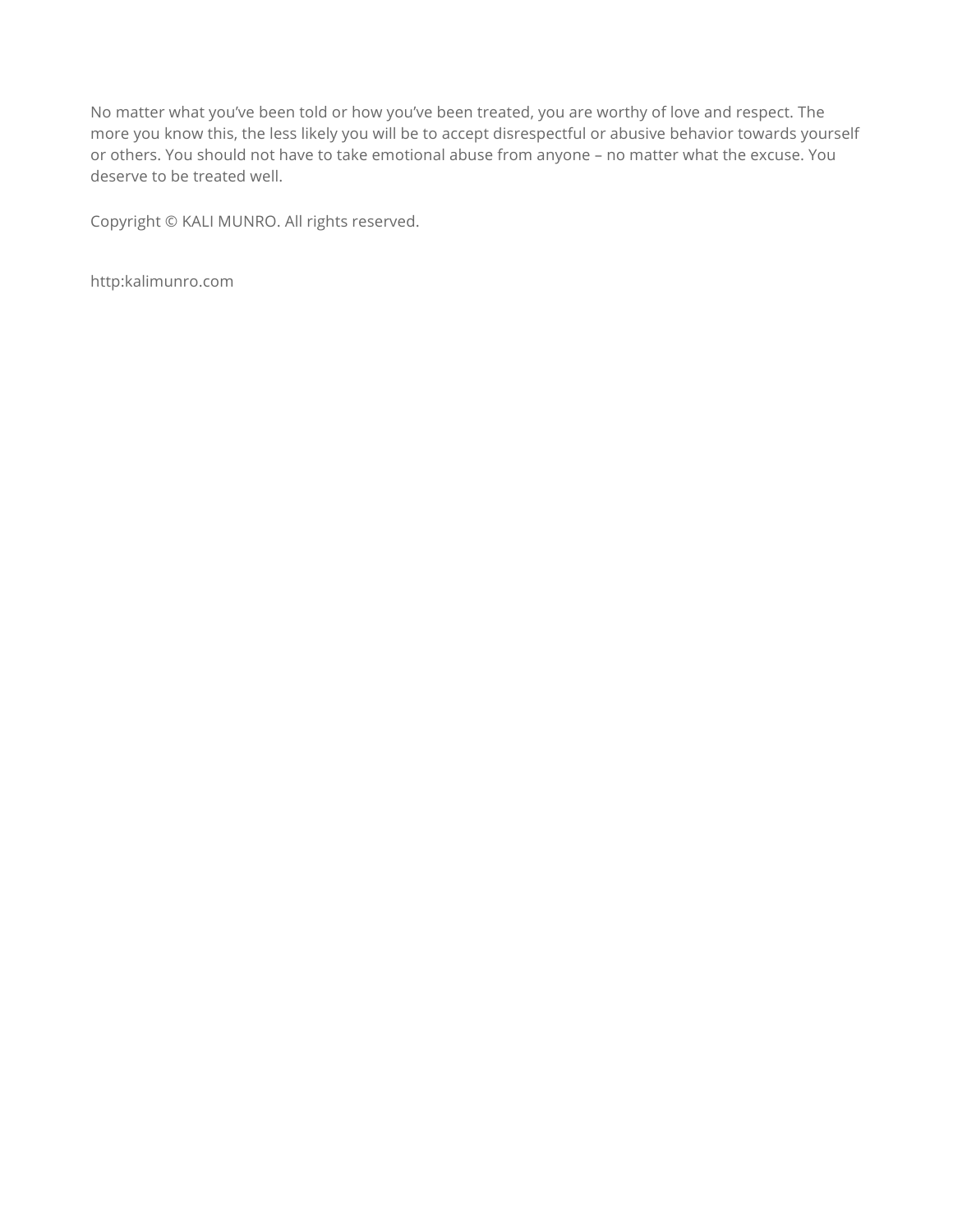No matter what you've been told or how you've been treated, you are worthy of love and respect. The more you know this, the less likely you will be to accept disrespectful or abusive behavior towards yourself or others. You should not have to take emotional abuse from anyone – no matter what the excuse. You deserve to be treated well.

Copyright © KALI MUNRO. All rights reserved.

http:kalimunro.com